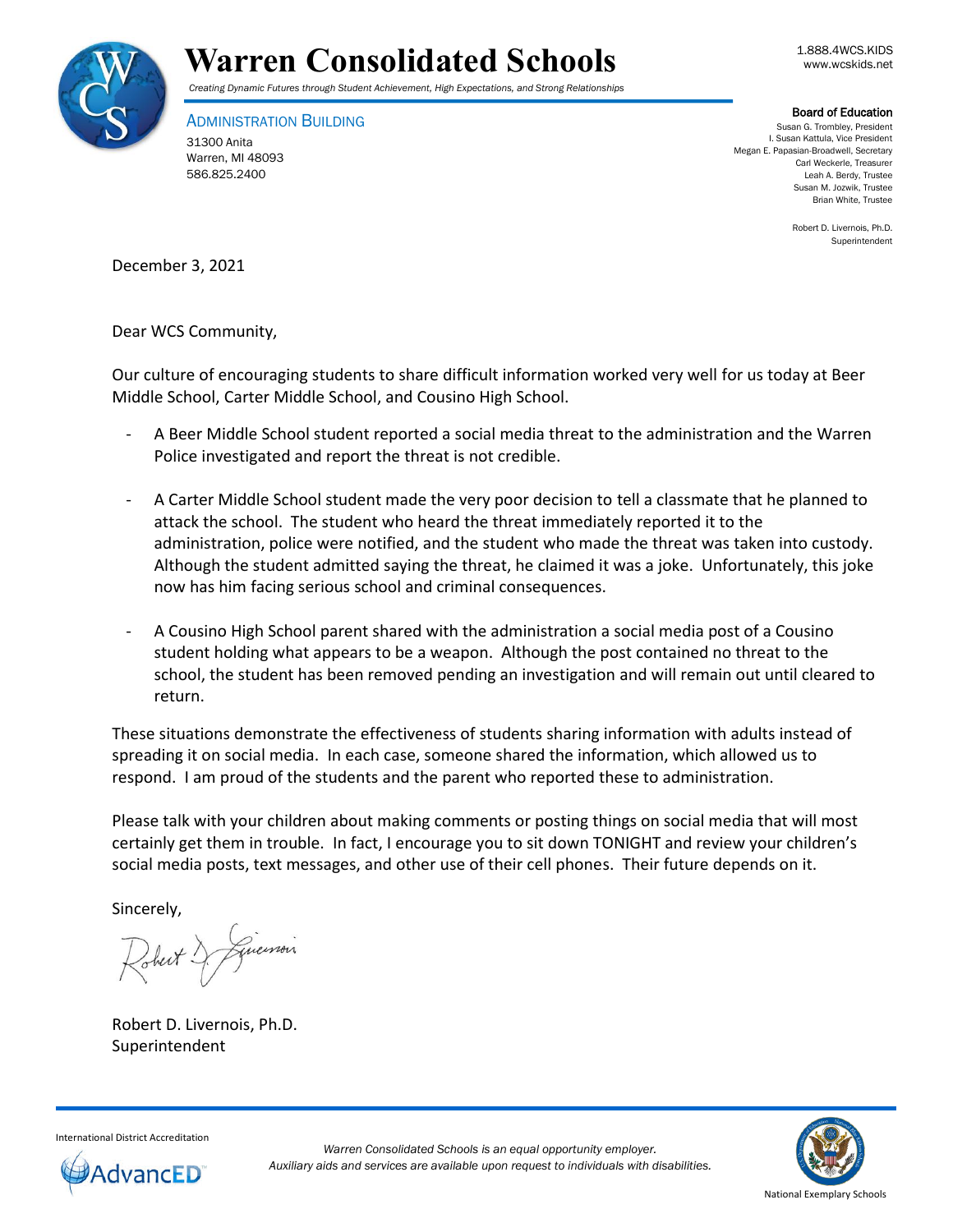# Warren Consolidated Schools

*Creating Dynamic Futures through Student Achievement, High Expectations, and Strong Relationships*

1.888.4WCS.KIDS
www.wcskids.net

ADMINISTRATION BUILDING
31300 Anita
Warren, MI 48093
586.825.2400

**Board of Education**
Susan G. Trombley, President
I. Susan Kattula, Vice President
Megan E. Papasian-Broadwell, Secretary
Carl Weckerle, Treasurer
Leah A. Berdy, Trustee
Susan M. Jozwik, Trustee
Brian White, Trustee

Robert D. Livernois, Ph.D.
Superintendent

December 3, 2021

Dear WCS Community,

Our culture of encouraging students to share difficult information worked very well for us today at Beer Middle School, Carter Middle School, and Cousino High School.

- A Beer Middle School student reported a social media threat to the administration and the Warren Police investigated and report the threat is not credible.
- A Carter Middle School student made the very poor decision to tell a classmate that he planned to attack the school. The student who heard the threat immediately reported it to the administration, police were notified, and the student who made the threat was taken into custody. Although the student admitted saying the threat, he claimed it was a joke. Unfortunately, this joke now has him facing serious school and criminal consequences.
- A Cousino High School parent shared with the administration a social media post of a Cousino student holding what appears to be a weapon. Although the post contained no threat to the school, the student has been removed pending an investigation and will remain out until cleared to return.

These situations demonstrate the effectiveness of students sharing information with adults instead of spreading it on social media. In each case, someone shared the information, which allowed us to respond. I am proud of the students and the parent who reported these to administration.

Please talk with your children about making comments or posting things on social media that will most certainly get them in trouble. In fact, I encourage you to sit down TONIGHT and review your children's social media posts, text messages, and other use of their cell phones. Their future depends on it.

Sincerely,

Robert D. Livernois, Ph.D.
Superintendent

International District Accreditation
AdvancED

*Warren Consolidated Schools is an equal opportunity employer.*
*Auxiliary aids and services are available upon request to individuals with disabilities.*

National Exemplary Schools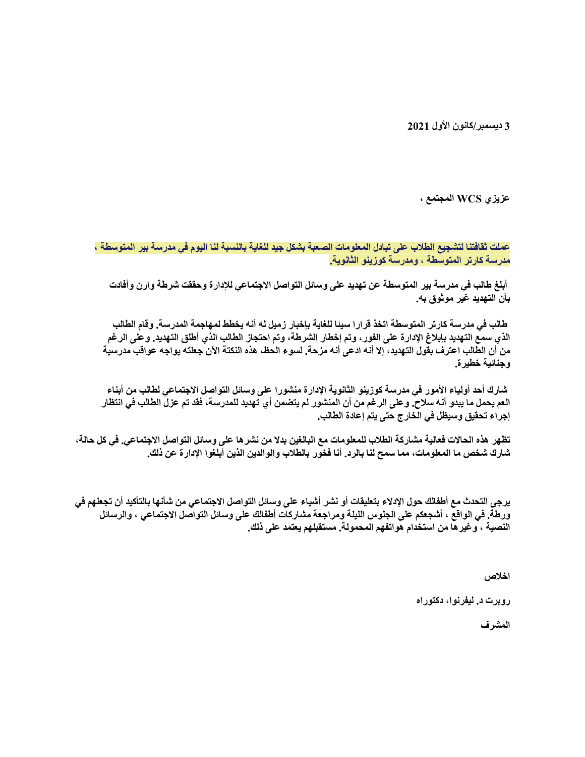**3 ديسمبر/كانون الأول 2021**

**عزيزي WCS المجتمع ،**

**عملت ثقافتنا لتشجيع الطلاب على تبادل المعلومات الصعبة بشكل جيد للغاية بالنسبة لنا اليوم في مدرسة بير المتوسطة ، مدرسة كارتر المتوسطة ، ومدرسة كوزينو الثانوية.**

**أبلغ طالب في مدرسة بير المتوسطة عن تهديد على وسائل التواصل الاجتماعي للإدارة وحققت شرطة وارن وأفادت بأن التهديد غير موثوق به.**

**طالب في مدرسة كارتر المتوسطة اتخذ قرارا سينا للغاية بإخبار زميل له أنه يخطط لمهاجمة المدرسة. وقام الطالب الذي سمع التهديد بإبلاغ الإدارة على الفور، وتم إخطار الشرطة، وتم احتجاز الطالب الذي أطلق التهديد. وعلى الرغم من أن الطالب اعترف بقول التهديد، إلا أنه ادعى أنه مزحة. لسوء الحظ، هذه النكتة الآن جعلته يواجه عواقب مدرسية وجنائية خطيرة.**

**شارك أحد أولياء الأمور في مدرسة كوزينو الثانوية الإدارة منشورا على وسائل التواصل الاجتماعي لطالب من أبناء العم يحمل ما يبدو أنه سلاح. وعلى الرغم من أن المنشور لم يتضمن أي تهديد للمدرسة، فقد تم عزل الطالب في انتظار إجراء تحقيق وسيظل في الخارج حتى يتم إعادة الطالب.**

**تظهر هذه الحالات فعالية مشاركة الطلاب للمعلومات مع البالغين بدلا من نشرها على وسائل التواصل الاجتماعي. في كل حالة، شارك شخص ما المعلومات، مما سمح لنا بالرد. أنا فخور بالطلاب والوالدين الذين أبلغوا الإدارة عن ذلك.**

**يرجى التحدث مع أطفالك حول الإدلاء بتعليقات أو نشر أشياء على وسائل التواصل الاجتماعي من شأنها بالتأكيد أن تجعلهم في ورطة. في الواقع ، أشجعكم على الجلوس الليلة ومراجعة مشاركات أطفالك على وسائل التواصل الاجتماعي ، والرسائل النصية ، وغيرها من استخدام هواتفهم المحمولة. مستقبلهم يعتمد على ذلك.**

**اخلاص**

**روبرت د. ليفرنوا، دكتوراه**

**المشرف**